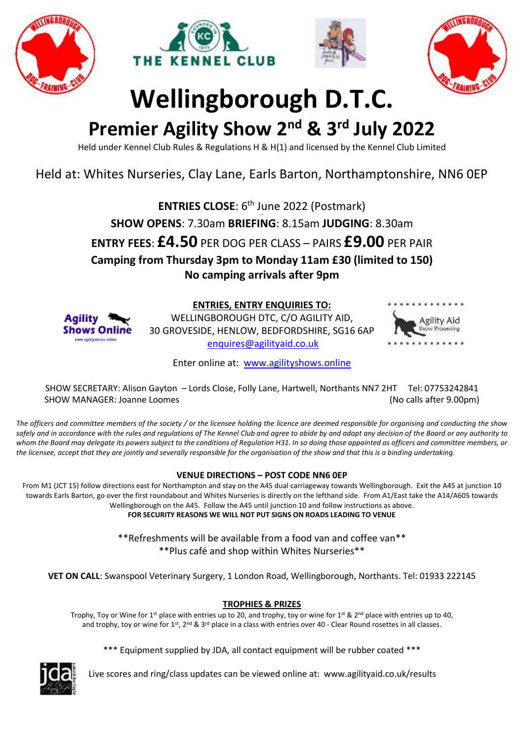# Wellingborough D.T.C.

## Premier Agility Show 2nd & 3rd July 2022

Held under Kennel Club Rules & Regulations H & H(1) and licensed by the Kennel Club Limited

Held at: Whites Nurseries, Clay Lane, Earls Barton, Northamptonshire, NN6 0EP

**ENTRIES CLOSE**: 6th June 2022 (Postmark)

**SHOW OPENS**: 7.30am **BRIEFING**: 8.15am **JUDGING**: 8.30am

**ENTRY FEES**: **£4.50** PER DOG PER CLASS – PAIRS **£9.00** PER PAIR

**Camping from Thursday 3pm to Monday 11am £30 (limited to 150)**

**No camping arrivals after 9pm**

**ENTRIES, ENTRY ENQUIRIES TO:**

WELLINGBOROUGH DTC, C/O AGILITY AID,
30 GROVESIDE, HENLOW, BEDFORDSHIRE, SG16 6AP
enquires@agilityaid.co.uk

Enter online at: www.agilityshows.online

SHOW SECRETARY: Alison Gayton – Lords Close, Folly Lane, Hartwell, Northants NN7 2HT Tel: 07753242841 (No calls after 9.00pm)
SHOW MANAGER: Joanne Loomes

*The officers and committee members of the society / or the licensee holding the licence are deemed responsible for organising and conducting the show safely and in accordance with the rules and regulations of The Kennel Club and agree to abide by and adopt any decision of the Board or any authority to whom the Board may delegate its powers subject to the conditions of Regulation H31. In so doing those appointed as officers and committee members, or the licensee, accept that they are jointly and severally responsible for the organisation of the show and that this is a binding undertaking.*

**VENUE DIRECTIONS – POST CODE NN6 0EP**

From M1 (JCT 15) follow directions east for Northampton and stay on the A45 dual carriageway towards Wellingborough. Exit the A45 at junction 10 towards Earls Barton, go over the first roundabout and Whites Nurseries is directly on the lefthand side. From A1/East take the A14/A605 towards Wellingborough on the A45. Follow the A45 until junction 10 and follow instructions as above.

**FOR SECURITY REASONS WE WILL NOT PUT SIGNS ON ROADS LEADING TO VENUE**

**Refreshments will be available from a food van and coffee van**
**Plus café and shop within Whites Nurseries**

**VET ON CALL**: Swanspool Veterinary Surgery, 1 London Road, Wellingborough, Northants. Tel: 01933 222145

**TROPHIES & PRIZES**

Trophy, Toy or Wine for 1st place with entries up to 20, and trophy, toy or wine for 1st & 2nd place with entries up to 40, and trophy, toy or wine for 1st, 2nd & 3rd place in a class with entries over 40 - Clear Round rosettes in all classes.

*** Equipment supplied by JDA, all contact equipment will be rubber coated ***

Live scores and ring/class updates can be viewed online at: www.agilityaid.co.uk/results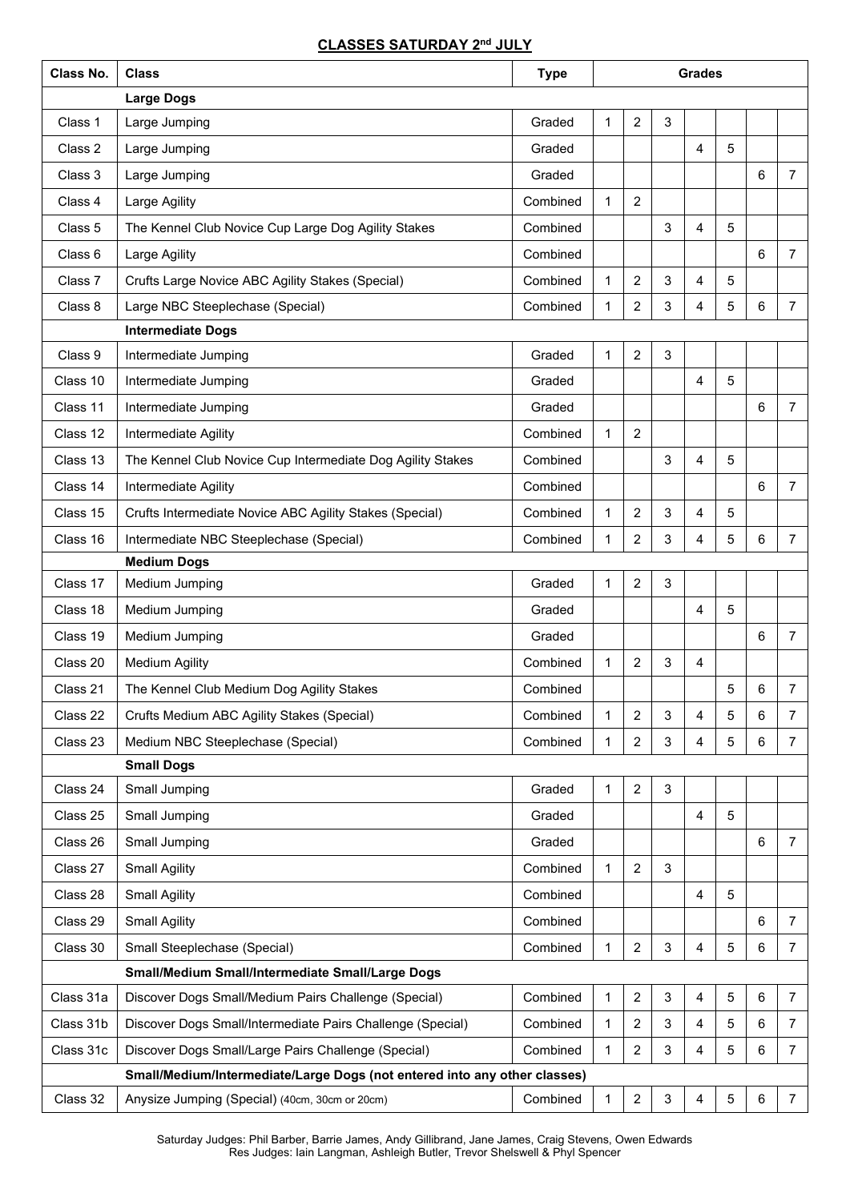## CLASSES SATURDAY 2nd JULY

| Class No. | Class | Type | Grades | | | | | | |
|---|---|---|---|---|---|---|---|---|---|
| | **Large Dogs** | | | | | | | | |
| Class 1 | Large Jumping | Graded | 1 | 2 | 3 | | | | |
| Class 2 | Large Jumping | Graded | | | | 4 | 5 | | |
| Class 3 | Large Jumping | Graded | | | | | | 6 | 7 |
| Class 4 | Large Agility | Combined | 1 | 2 | | | | | |
| Class 5 | The Kennel Club Novice Cup Large Dog Agility Stakes | Combined | | | 3 | 4 | 5 | | |
| Class 6 | Large Agility | Combined | | | | | | 6 | 7 |
| Class 7 | Crufts Large Novice ABC Agility Stakes (Special) | Combined | 1 | 2 | 3 | 4 | 5 | | |
| Class 8 | Large NBC Steeplechase (Special) | Combined | 1 | 2 | 3 | 4 | 5 | 6 | 7 |
| | **Intermediate Dogs** | | | | | | | | |
| Class 9 | Intermediate Jumping | Graded | 1 | 2 | 3 | | | | |
| Class 10 | Intermediate Jumping | Graded | | | | 4 | 5 | | |
| Class 11 | Intermediate Jumping | Graded | | | | | | 6 | 7 |
| Class 12 | Intermediate Agility | Combined | 1 | 2 | | | | | |
| Class 13 | The Kennel Club Novice Cup Intermediate Dog Agility Stakes | Combined | | | 3 | 4 | 5 | | |
| Class 14 | Intermediate Agility | Combined | | | | | | 6 | 7 |
| Class 15 | Crufts Intermediate Novice ABC Agility Stakes (Special) | Combined | 1 | 2 | 3 | 4 | 5 | | |
| Class 16 | Intermediate NBC Steeplechase (Special) | Combined | 1 | 2 | 3 | 4 | 5 | 6 | 7 |
| | **Medium Dogs** | | | | | | | | |
| Class 17 | Medium Jumping | Graded | 1 | 2 | 3 | | | | |
| Class 18 | Medium Jumping | Graded | | | | 4 | 5 | | |
| Class 19 | Medium Jumping | Graded | | | | | | 6 | 7 |
| Class 20 | Medium Agility | Combined | 1 | 2 | 3 | 4 | | | |
| Class 21 | The Kennel Club Medium Dog Agility Stakes | Combined | | | | | 5 | 6 | 7 |
| Class 22 | Crufts Medium ABC Agility Stakes (Special) | Combined | 1 | 2 | 3 | 4 | 5 | 6 | 7 |
| Class 23 | Medium NBC Steeplechase (Special) | Combined | 1 | 2 | 3 | 4 | 5 | 6 | 7 |
| | **Small Dogs** | | | | | | | | |
| Class 24 | Small Jumping | Graded | 1 | 2 | 3 | | | | |
| Class 25 | Small Jumping | Graded | | | | 4 | 5 | | |
| Class 26 | Small Jumping | Graded | | | | | | 6 | 7 |
| Class 27 | Small Agility | Combined | 1 | 2 | 3 | | | | |
| Class 28 | Small Agility | Combined | | | | 4 | 5 | | |
| Class 29 | Small Agility | Combined | | | | | | 6 | 7 |
| Class 30 | Small Steeplechase (Special) | Combined | 1 | 2 | 3 | 4 | 5 | 6 | 7 |
| | **Small/Medium Small/Intermediate Small/Large Dogs** | | | | | | | | |
| Class 31a | Discover Dogs Small/Medium Pairs Challenge (Special) | Combined | 1 | 2 | 3 | 4 | 5 | 6 | 7 |
| Class 31b | Discover Dogs Small/Intermediate Pairs Challenge (Special) | Combined | 1 | 2 | 3 | 4 | 5 | 6 | 7 |
| Class 31c | Discover Dogs Small/Large Pairs Challenge (Special) | Combined | 1 | 2 | 3 | 4 | 5 | 6 | 7 |
| | **Small/Medium/Intermediate/Large Dogs (not entered into any other classes)** | | | | | | | | |
| Class 32 | Anysize Jumping (Special) (40cm, 30cm or 20cm) | Combined | 1 | 2 | 3 | 4 | 5 | 6 | 7 |

Saturday Judges: Phil Barber, Barrie James, Andy Gillibrand, Jane James, Craig Stevens, Owen Edwards
Res Judges: Iain Langman, Ashleigh Butler, Trevor Shelswell & Phyl Spencer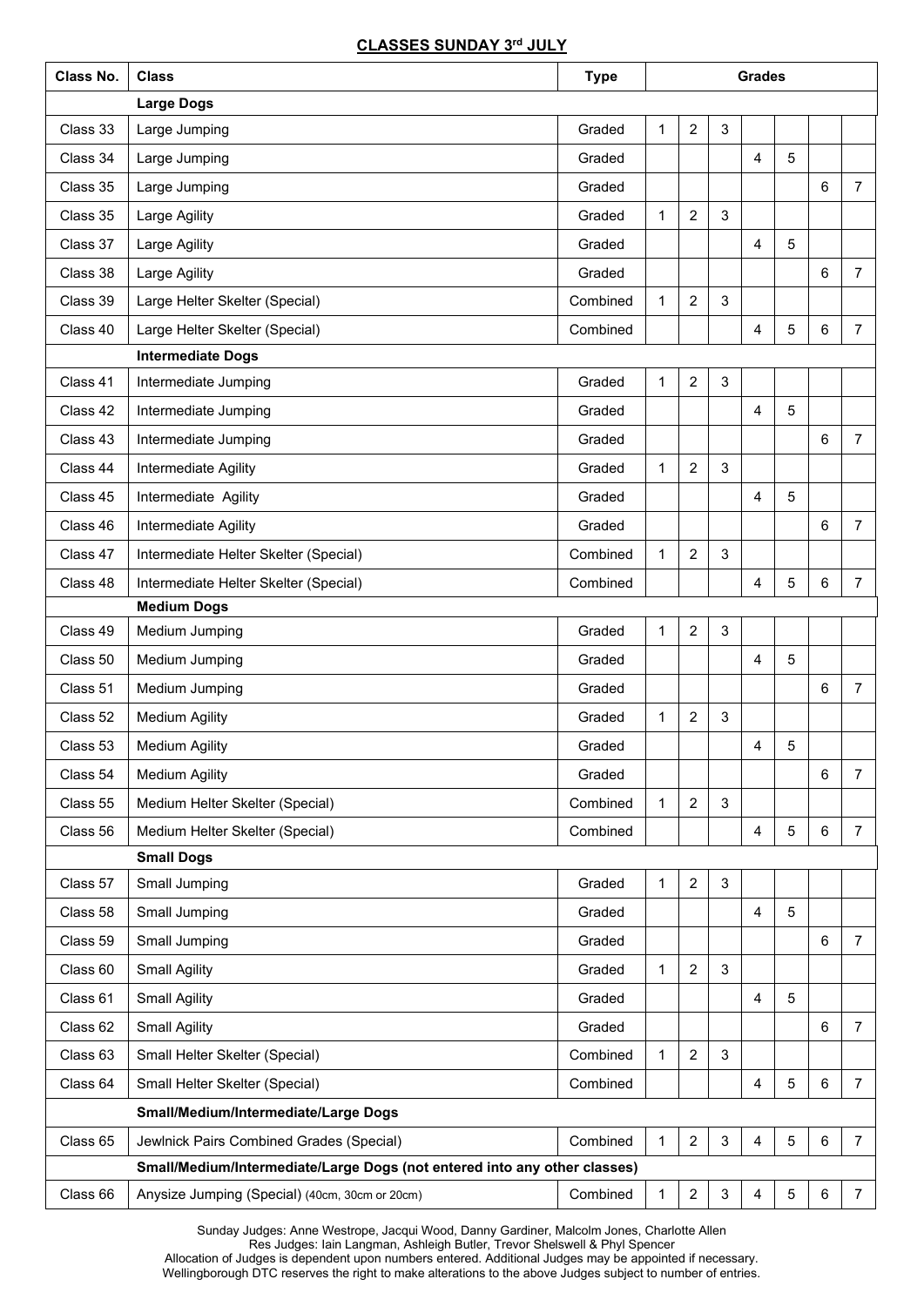## CLASSES SUNDAY 3rd JULY

| Class No. | Class | Type | Grades | | | | | | |
|---|---|---|---|---|---|---|---|---|---|
| | **Large Dogs** | | | | | | | | |
| Class 33 | Large Jumping | Graded | 1 | 2 | 3 | | | | |
| Class 34 | Large Jumping | Graded | | | | 4 | 5 | | |
| Class 35 | Large Jumping | Graded | | | | | | 6 | 7 |
| Class 35 | Large Agility | Graded | 1 | 2 | 3 | | | | |
| Class 37 | Large Agility | Graded | | | | 4 | 5 | | |
| Class 38 | Large Agility | Graded | | | | | | 6 | 7 |
| Class 39 | Large Helter Skelter (Special) | Combined | 1 | 2 | 3 | | | | |
| Class 40 | Large Helter Skelter (Special) | Combined | | | | 4 | 5 | 6 | 7 |
| | **Intermediate Dogs** | | | | | | | | |
| Class 41 | Intermediate Jumping | Graded | 1 | 2 | 3 | | | | |
| Class 42 | Intermediate Jumping | Graded | | | | 4 | 5 | | |
| Class 43 | Intermediate Jumping | Graded | | | | | | 6 | 7 |
| Class 44 | Intermediate Agility | Graded | 1 | 2 | 3 | | | | |
| Class 45 | Intermediate Agility | Graded | | | | 4 | 5 | | |
| Class 46 | Intermediate Agility | Graded | | | | | | 6 | 7 |
| Class 47 | Intermediate Helter Skelter (Special) | Combined | 1 | 2 | 3 | | | | |
| Class 48 | Intermediate Helter Skelter (Special) | Combined | | | | 4 | 5 | 6 | 7 |
| | **Medium Dogs** | | | | | | | | |
| Class 49 | Medium Jumping | Graded | 1 | 2 | 3 | | | | |
| Class 50 | Medium Jumping | Graded | | | | 4 | 5 | | |
| Class 51 | Medium Jumping | Graded | | | | | | 6 | 7 |
| Class 52 | Medium Agility | Graded | 1 | 2 | 3 | | | | |
| Class 53 | Medium Agility | Graded | | | | 4 | 5 | | |
| Class 54 | Medium Agility | Graded | | | | | | 6 | 7 |
| Class 55 | Medium Helter Skelter (Special) | Combined | 1 | 2 | 3 | | | | |
| Class 56 | Medium Helter Skelter (Special) | Combined | | | | 4 | 5 | 6 | 7 |
| | **Small Dogs** | | | | | | | | |
| Class 57 | Small Jumping | Graded | 1 | 2 | 3 | | | | |
| Class 58 | Small Jumping | Graded | | | | 4 | 5 | | |
| Class 59 | Small Jumping | Graded | | | | | | 6 | 7 |
| Class 60 | Small Agility | Graded | 1 | 2 | 3 | | | | |
| Class 61 | Small Agility | Graded | | | | 4 | 5 | | |
| Class 62 | Small Agility | Graded | | | | | | 6 | 7 |
| Class 63 | Small Helter Skelter (Special) | Combined | 1 | 2 | 3 | | | | |
| Class 64 | Small Helter Skelter (Special) | Combined | | | | 4 | 5 | 6 | 7 |
| | **Small/Medium/Intermediate/Large Dogs** | | | | | | | | |
| Class 65 | Jewlnick Pairs Combined Grades (Special) | Combined | 1 | 2 | 3 | 4 | 5 | 6 | 7 |
| | **Small/Medium/Intermediate/Large Dogs (not entered into any other classes)** | | | | | | | | |
| Class 66 | Anysize Jumping (Special) (40cm, 30cm or 20cm) | Combined | 1 | 2 | 3 | 4 | 5 | 6 | 7 |

Sunday Judges: Anne Westrope, Jacqui Wood, Danny Gardiner, Malcolm Jones, Charlotte Allen
Res Judges: Iain Langman, Ashleigh Butler, Trevor Shelswell & Phyl Spencer
Allocation of Judges is dependent upon numbers entered. Additional Judges may be appointed if necessary.
Wellingborough DTC reserves the right to make alterations to the above Judges subject to number of entries.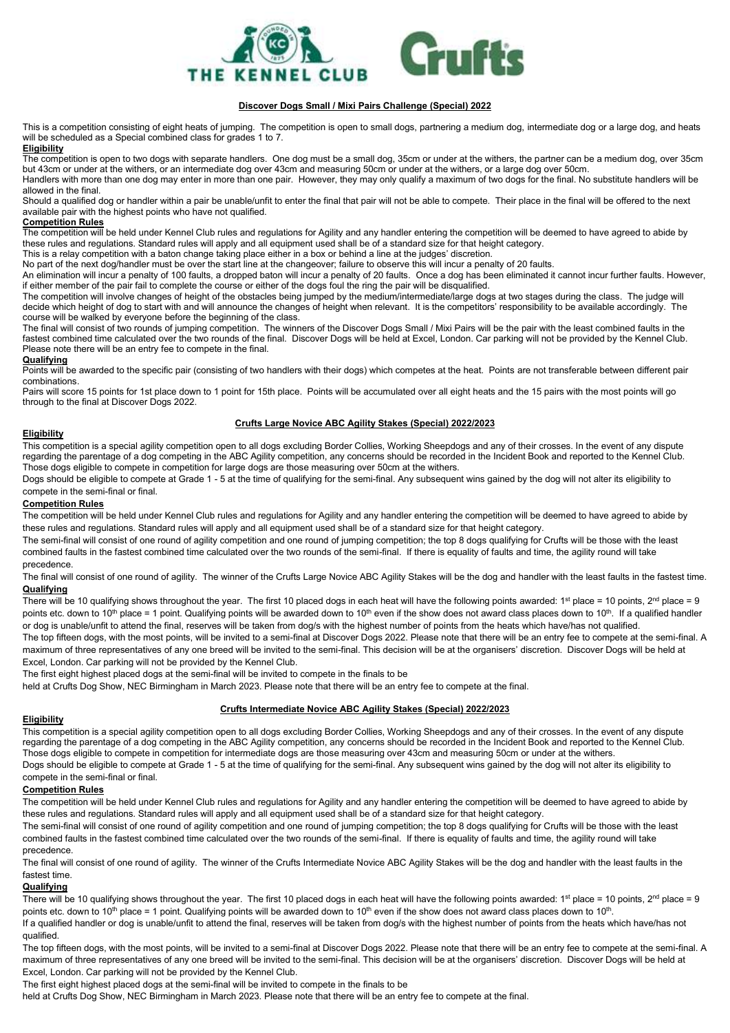## Discover Dogs Small / Mixi Pairs Challenge (Special) 2022

This is a competition consisting of eight heats of jumping. The competition is open to small dogs, partnering a medium dog, intermediate dog or a large dog, and heats will be scheduled as a Special combined class for grades 1 to 7.

### Eligibility

The competition is open to two dogs with separate handlers. One dog must be a small dog, 35cm or under at the withers, the partner can be a medium dog, over 35cm but 43cm or under at the withers, or an intermediate dog over 43cm and measuring 50cm or under at the withers, or a large dog over 50cm.

Handlers with more than one dog may enter in more than one pair. However, they may only qualify a maximum of two dogs for the final. No substitute handlers will be allowed in the final.

Should a qualified dog or handler within a pair be unable/unfit to enter the final that pair will not be able to compete. Their place in the final will be offered to the next available pair with the highest points who have not qualified.

### Competition Rules

The competition will be held under Kennel Club rules and regulations for Agility and any handler entering the competition will be deemed to have agreed to abide by these rules and regulations. Standard rules will apply and all equipment used shall be of a standard size for that height category.

This is a relay competition with a baton change taking place either in a box or behind a line at the judges' discretion.

No part of the next dog/handler must be over the start line at the changeover; failure to observe this will incur a penalty of 20 faults.

An elimination will incur a penalty of 100 faults, a dropped baton will incur a penalty of 20 faults. Once a dog has been eliminated it cannot incur further faults. However, if either member of the pair fail to complete the course or either of the dogs foul the ring the pair will be disqualified.

The competition will involve changes of height of the obstacles being jumped by the medium/intermediate/large dogs at two stages during the class. The judge will decide which height of dog to start with and will announce the changes of height when relevant. It is the competitors' responsibility to be available accordingly. The course will be walked by everyone before the beginning of the class.

The final will consist of two rounds of jumping competition. The winners of the Discover Dogs Small / Mixi Pairs will be the pair with the least combined faults in the fastest combined time calculated over the two rounds of the final. Discover Dogs will be held at Excel, London. Car parking will not be provided by the Kennel Club. Please note there will be an entry fee to compete in the final.

### Qualifying

Points will be awarded to the specific pair (consisting of two handlers with their dogs) which competes at the heat. Points are not transferable between different pair combinations.

Pairs will score 15 points for 1st place down to 1 point for 15th place. Points will be accumulated over all eight heats and the 15 pairs with the most points will go through to the final at Discover Dogs 2022.

## Crufts Large Novice ABC Agility Stakes (Special) 2022/2023

### Eligibility

This competition is a special agility competition open to all dogs excluding Border Collies, Working Sheepdogs and any of their crosses. In the event of any dispute regarding the parentage of a dog competing in the ABC Agility competition, any concerns should be recorded in the Incident Book and reported to the Kennel Club. Those dogs eligible to compete in competition for large dogs are those measuring over 50cm at the withers.

Dogs should be eligible to compete at Grade 1 - 5 at the time of qualifying for the semi-final. Any subsequent wins gained by the dog will not alter its eligibility to compete in the semi-final or final.

### Competition Rules

The competition will be held under Kennel Club rules and regulations for Agility and any handler entering the competition will be deemed to have agreed to abide by these rules and regulations. Standard rules will apply and all equipment used shall be of a standard size for that height category.

The semi-final will consist of one round of agility competition and one round of jumping competition; the top 8 dogs qualifying for Crufts will be those with the least combined faults in the fastest combined time calculated over the two rounds of the semi-final. If there is equality of faults and time, the agility round will take precedence.

The final will consist of one round of agility. The winner of the Crufts Large Novice ABC Agility Stakes will be the dog and handler with the least faults in the fastest time.

### Qualifying

There will be 10 qualifying shows throughout the year. The first 10 placed dogs in each heat will have the following points awarded: 1st place = 10 points, 2nd place = 9 points etc. down to 10th place = 1 point. Qualifying points will be awarded down to 10th even if the show does not award class places down to 10th. If a qualified handler or dog is unable/unfit to attend the final, reserves will be taken from dog/s with the highest number of points from the heats which have/has not qualified.

The top fifteen dogs, with the most points, will be invited to a semi-final at Discover Dogs 2022. Please note that there will be an entry fee to compete at the semi-final. A maximum of three representatives of any one breed will be invited to the semi-final. This decision will be at the organisers' discretion. Discover Dogs will be held at Excel, London. Car parking will not be provided by the Kennel Club.

The first eight highest placed dogs at the semi-final will be invited to compete in the finals to be held at Crufts Dog Show, NEC Birmingham in March 2023. Please note that there will be an entry fee to compete at the final.

## Crufts Intermediate Novice ABC Agility Stakes (Special) 2022/2023

### Eligibility

This competition is a special agility competition open to all dogs excluding Border Collies, Working Sheepdogs and any of their crosses. In the event of any dispute regarding the parentage of a dog competing in the ABC Agility competition, any concerns should be recorded in the Incident Book and reported to the Kennel Club. Those dogs eligible to compete in competition for intermediate dogs are those measuring over 43cm and measuring 50cm or under at the withers.

Dogs should be eligible to compete at Grade 1 - 5 at the time of qualifying for the semi-final. Any subsequent wins gained by the dog will not alter its eligibility to compete in the semi-final or final.

### Competition Rules

The competition will be held under Kennel Club rules and regulations for Agility and any handler entering the competition will be deemed to have agreed to abide by these rules and regulations. Standard rules will apply and all equipment used shall be of a standard size for that height category.

The semi-final will consist of one round of agility competition and one round of jumping competition; the top 8 dogs qualifying for Crufts will be those with the least combined faults in the fastest combined time calculated over the two rounds of the semi-final. If there is equality of faults and time, the agility round will take precedence.

The final will consist of one round of agility. The winner of the Crufts Intermediate Novice ABC Agility Stakes will be the dog and handler with the least faults in the fastest time.

### Qualifying

There will be 10 qualifying shows throughout the year. The first 10 placed dogs in each heat will have the following points awarded: 1st place = 10 points, 2nd place = 9 points etc. down to 10th place = 1 point. Qualifying points will be awarded down to 10th even if the show does not award class places down to 10th.

If a qualified handler or dog is unable/unfit to attend the final, reserves will be taken from dog/s with the highest number of points from the heats which have/has not qualified.

The top fifteen dogs, with the most points, will be invited to a semi-final at Discover Dogs 2022. Please note that there will be an entry fee to compete at the semi-final. A maximum of three representatives of any one breed will be invited to the semi-final. This decision will be at the organisers' discretion. Discover Dogs will be held at Excel, London. Car parking will not be provided by the Kennel Club.

The first eight highest placed dogs at the semi-final will be invited to compete in the finals to be held at Crufts Dog Show, NEC Birmingham in March 2023. Please note that there will be an entry fee to compete at the final.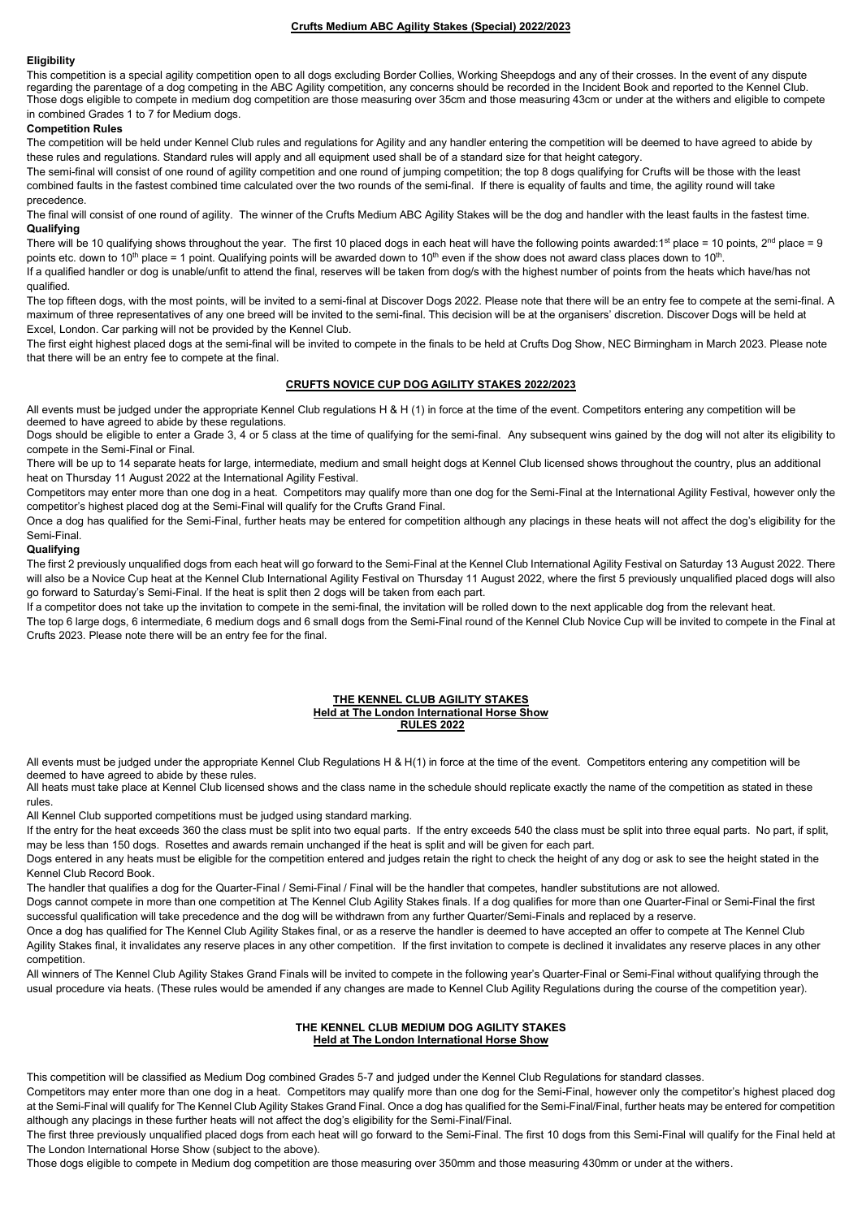## Crufts Medium ABC Agility Stakes (Special) 2022/2023

### Eligibility

This competition is a special agility competition open to all dogs excluding Border Collies, Working Sheepdogs and any of their crosses. In the event of any dispute regarding the parentage of a dog competing in the ABC Agility competition, any concerns should be recorded in the Incident Book and reported to the Kennel Club. Those dogs eligible to compete in medium dog competition are those measuring over 35cm and those measuring 43cm or under at the withers and eligible to compete in combined Grades 1 to 7 for Medium dogs.

### Competition Rules

The competition will be held under Kennel Club rules and regulations for Agility and any handler entering the competition will be deemed to have agreed to abide by these rules and regulations. Standard rules will apply and all equipment used shall be of a standard size for that height category.

The semi-final will consist of one round of agility competition and one round of jumping competition; the top 8 dogs qualifying for Crufts will be those with the least combined faults in the fastest combined time calculated over the two rounds of the semi-final. If there is equality of faults and time, the agility round will take precedence.

The final will consist of one round of agility. The winner of the Crufts Medium ABC Agility Stakes will be the dog and handler with the least faults in the fastest time.

### Qualifying

There will be 10 qualifying shows throughout the year. The first 10 placed dogs in each heat will have the following points awarded: 1st place = 10 points, 2nd place = 9 points etc. down to 10th place = 1 point. Qualifying points will be awarded down to 10th even if the show does not award class places down to 10th.

If a qualified handler or dog is unable/unfit to attend the final, reserves will be taken from dog/s with the highest number of points from the heats which have/has not qualified.

The top fifteen dogs, with the most points, will be invited to a semi-final at Discover Dogs 2022. Please note that there will be an entry fee to compete at the semi-final. A maximum of three representatives of any one breed will be invited to the semi-final. This decision will be at the organisers' discretion. Discover Dogs will be held at Excel, London. Car parking will not be provided by the Kennel Club.

The first eight highest placed dogs at the semi-final will be invited to compete in the finals to be held at Crufts Dog Show, NEC Birmingham in March 2023. Please note that there will be an entry fee to compete at the final.

## CRUFTS NOVICE CUP DOG AGILITY STAKES 2022/2023

All events must be judged under the appropriate Kennel Club regulations H & H (1) in force at the time of the event. Competitors entering any competition will be deemed to have agreed to abide by these regulations.

Dogs should be eligible to enter a Grade 3, 4 or 5 class at the time of qualifying for the semi-final. Any subsequent wins gained by the dog will not alter its eligibility to compete in the Semi-Final or Final.

There will be up to 14 separate heats for large, intermediate, medium and small height dogs at Kennel Club licensed shows throughout the country, plus an additional heat on Thursday 11 August 2022 at the International Agility Festival.

Competitors may enter more than one dog in a heat. Competitors may qualify more than one dog for the Semi-Final at the International Agility Festival, however only the competitor's highest placed dog at the Semi-Final will qualify for the Crufts Grand Final.

Once a dog has qualified for the Semi-Final, further heats may be entered for competition although any placings in these heats will not affect the dog's eligibility for the Semi-Final.

### Qualifying

The first 2 previously unqualified dogs from each heat will go forward to the Semi-Final at the Kennel Club International Agility Festival on Saturday 13 August 2022. There will also be a Novice Cup heat at the Kennel Club International Agility Festival on Thursday 11 August 2022, where the first 5 previously unqualified placed dogs will also go forward to Saturday's Semi-Final. If the heat is split then 2 dogs will be taken from each part.

If a competitor does not take up the invitation to compete in the semi-final, the invitation will be rolled down to the next applicable dog from the relevant heat.

The top 6 large dogs, 6 intermediate, 6 medium dogs and 6 small dogs from the Semi-Final round of the Kennel Club Novice Cup will be invited to compete in the Final at Crufts 2023. Please note there will be an entry fee for the final.

## THE KENNEL CLUB AGILITY STAKES
### Held at The London International Horse Show
### RULES 2022

All events must be judged under the appropriate Kennel Club Regulations H & H(1) in force at the time of the event. Competitors entering any competition will be deemed to have agreed to abide by these rules.

All heats must take place at Kennel Club licensed shows and the class name in the schedule should replicate exactly the name of the competition as stated in these rules.

All Kennel Club supported competitions must be judged using standard marking.

If the entry for the heat exceeds 360 the class must be split into two equal parts. If the entry exceeds 540 the class must be split into three equal parts. No part, if split, may be less than 150 dogs. Rosettes and awards remain unchanged if the heat is split and will be given for each part.

Dogs entered in any heats must be eligible for the competition entered and judges retain the right to check the height of any dog or ask to see the height stated in the Kennel Club Record Book.

The handler that qualifies a dog for the Quarter-Final / Semi-Final / Final will be the handler that competes, handler substitutions are not allowed.

Dogs cannot compete in more than one competition at The Kennel Club Agility Stakes finals. If a dog qualifies for more than one Quarter-Final or Semi-Final the first successful qualification will take precedence and the dog will be withdrawn from any further Quarter/Semi-Finals and replaced by a reserve.

Once a dog has qualified for The Kennel Club Agility Stakes final, or as a reserve the handler is deemed to have accepted an offer to compete at The Kennel Club Agility Stakes final, it invalidates any reserve places in any other competition. If the first invitation to compete is declined it invalidates any reserve places in any other competition.

All winners of The Kennel Club Agility Stakes Grand Finals will be invited to compete in the following year's Quarter-Final or Semi-Final without qualifying through the usual procedure via heats. (These rules would be amended if any changes are made to Kennel Club Agility Regulations during the course of the competition year).

## THE KENNEL CLUB MEDIUM DOG AGILITY STAKES
### Held at The London International Horse Show

This competition will be classified as Medium Dog combined Grades 5-7 and judged under the Kennel Club Regulations for standard classes.

Competitors may enter more than one dog in a heat. Competitors may qualify more than one dog for the Semi-Final, however only the competitor's highest placed dog at the Semi-Final will qualify for The Kennel Club Agility Stakes Grand Final. Once a dog has qualified for the Semi-Final/Final, further heats may be entered for competition although any placings in these further heats will not affect the dog's eligibility for the Semi-Final/Final.

The first three previously unqualified placed dogs from each heat will go forward to the Semi-Final. The first 10 dogs from this Semi-Final will qualify for the Final held at The London International Horse Show (subject to the above).

Those dogs eligible to compete in Medium dog competition are those measuring over 350mm and those measuring 430mm or under at the withers.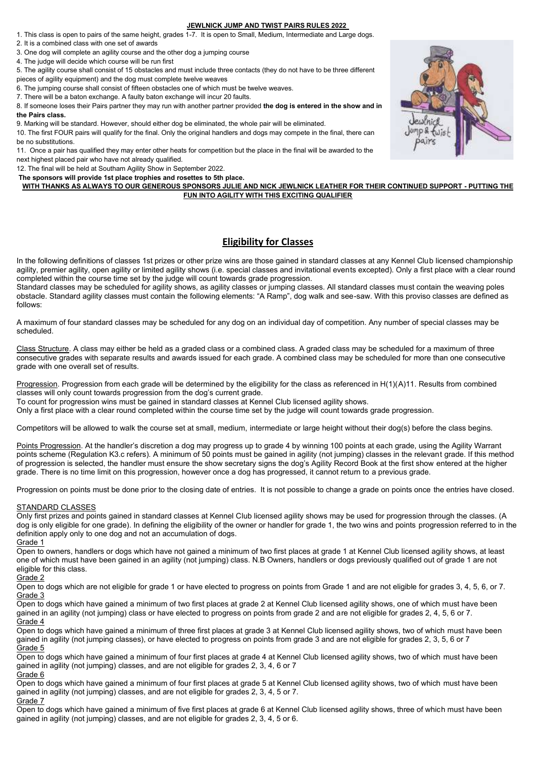**JEWLNICK JUMP AND TWIST PAIRS RULES 2022**

1. This class is open to pairs of the same height, grades 1-7. It is open to Small, Medium, Intermediate and Large dogs.
2. It is a combined class with one set of awards
3. One dog will complete an agility course and the other dog a jumping course
4. The judge will decide which course will be run first
5. The agility course shall consist of 15 obstacles and must include three contacts (they do not have to be three different pieces of agility equipment) and the dog must complete twelve weaves
6. The jumping course shall consist of fifteen obstacles one of which must be twelve weaves.
7. There will be a baton exchange. A faulty baton exchange will incur 20 faults.
8. If someone loses their Pairs partner they may run with another partner provided **the dog is entered in the show and in the Pairs class.**
9. Marking will be standard. However, should either dog be eliminated, the whole pair will be eliminated.
10. The first FOUR pairs will qualify for the final. Only the original handlers and dogs may compete in the final, there can be no substitutions.
11. Once a pair has qualified they may enter other heats for competition but the place in the final will be awarded to the next highest placed pair who have not already qualified.
12. The final will be held at Southam Agility Show in September 2022.

**The sponsors will provide 1st place trophies and rosettes to 5th place.**

**WITH THANKS AS ALWAYS TO OUR GENEROUS SPONSORS JULIE AND NICK JEWLNICK LEATHER FOR THEIR CONTINUED SUPPORT - PUTTING THE FUN INTO AGILITY WITH THIS EXCITING QUALIFIER**

## Eligibility for Classes

In the following definitions of classes 1st prizes or other prize wins are those gained in standard classes at any Kennel Club licensed championship agility, premier agility, open agility or limited agility shows (i.e. special classes and invitational events excepted). Only a first place with a clear round completed within the course time set by the judge will count towards grade progression.

Standard classes may be scheduled for agility shows, as agility classes or jumping classes. All standard classes must contain the weaving poles obstacle. Standard agility classes must contain the following elements: "A Ramp", dog walk and see-saw. With this proviso classes are defined as follows:

A maximum of four standard classes may be scheduled for any dog on an individual day of competition. Any number of special classes may be scheduled.

Class Structure. A class may either be held as a graded class or a combined class. A graded class may be scheduled for a maximum of three consecutive grades with separate results and awards issued for each grade. A combined class may be scheduled for more than one consecutive grade with one overall set of results.

Progression. Progression from each grade will be determined by the eligibility for the class as referenced in H(1)(A)11. Results from combined classes will only count towards progression from the dog's current grade.
To count for progression wins must be gained in standard classes at Kennel Club licensed agility shows.
Only a first place with a clear round completed within the course time set by the judge will count towards grade progression.

Competitors will be allowed to walk the course set at small, medium, intermediate or large height without their dog(s) before the class begins.

Points Progression. At the handler's discretion a dog may progress up to grade 4 by winning 100 points at each grade, using the Agility Warrant points scheme (Regulation K3.c refers). A minimum of 50 points must be gained in agility (not jumping) classes in the relevant grade. If this method of progression is selected, the handler must ensure the show secretary signs the dog's Agility Record Book at the first show entered at the higher grade. There is no time limit on this progression, however once a dog has progressed, it cannot return to a previous grade.

Progression on points must be done prior to the closing date of entries. It is not possible to change a grade on points once the entries have closed.

STANDARD CLASSES

Only first prizes and points gained in standard classes at Kennel Club licensed agility shows may be used for progression through the classes. (A dog is only eligible for one grade). In defining the eligibility of the owner or handler for grade 1, the two wins and points progression referred to in the definition apply only to one dog and not an accumulation of dogs.

Grade 1

Open to owners, handlers or dogs which have not gained a minimum of two first places at grade 1 at Kennel Club licensed agility shows, at least one of which must have been gained in an agility (not jumping) class. N.B Owners, handlers or dogs previously qualified out of grade 1 are not eligible for this class.

Grade 2

Open to dogs which are not eligible for grade 1 or have elected to progress on points from Grade 1 and are not eligible for grades 3, 4, 5, 6, or 7.

Grade 3

Open to dogs which have gained a minimum of two first places at grade 2 at Kennel Club licensed agility shows, one of which must have been gained in an agility (not jumping) class or have elected to progress on points from grade 2 and are not eligible for grades 2, 4, 5, 6 or 7.

Grade 4

Open to dogs which have gained a minimum of three first places at grade 3 at Kennel Club licensed agility shows, two of which must have been gained in agility (not jumping classes), or have elected to progress on points from grade 3 and are not eligible for grades 2, 3, 5, 6 or 7

Grade 5

Open to dogs which have gained a minimum of four first places at grade 4 at Kennel Club licensed agility shows, two of which must have been gained in agility (not jumping) classes, and are not eligible for grades 2, 3, 4, 6 or 7

Grade 6

Open to dogs which have gained a minimum of four first places at grade 5 at Kennel Club licensed agility shows, two of which must have been gained in agility (not jumping) classes, and are not eligible for grades 2, 3, 4, 5 or 7.

Grade 7

Open to dogs which have gained a minimum of five first places at grade 6 at Kennel Club licensed agility shows, three of which must have been gained in agility (not jumping) classes, and are not eligible for grades 2, 3, 4, 5 or 6.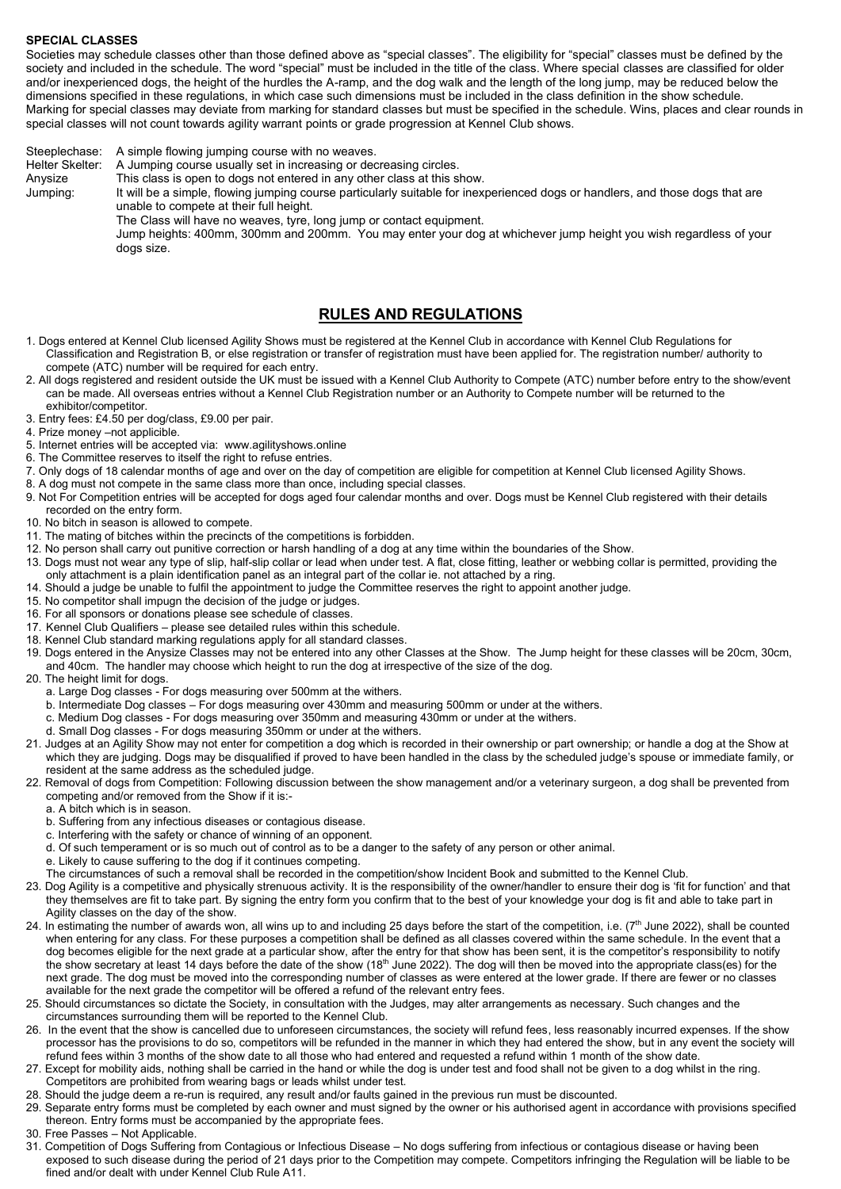**SPECIAL CLASSES**

Societies may schedule classes other than those defined above as "special classes". The eligibility for "special" classes must be defined by the society and included in the schedule. The word "special" must be included in the title of the class. Where special classes are classified for older and/or inexperienced dogs, the height of the hurdles the A-ramp, and the dog walk and the length of the long jump, may be reduced below the dimensions specified in these regulations, in which case such dimensions must be included in the class definition in the show schedule. Marking for special classes may deviate from marking for standard classes but must be specified in the schedule. Wins, places and clear rounds in special classes will not count towards agility warrant points or grade progression at Kennel Club shows.

Steeplechase: A simple flowing jumping course with no weaves.
Helter Skelter: A Jumping course usually set in increasing or decreasing circles.
Anysize Jumping: This class is open to dogs not entered in any other class at this show.
It will be a simple, flowing jumping course particularly suitable for inexperienced dogs or handlers, and those dogs that are unable to compete at their full height.
The Class will have no weaves, tyre, long jump or contact equipment.
Jump heights: 400mm, 300mm and 200mm. You may enter your dog at whichever jump height you wish regardless of your dogs size.

## RULES AND REGULATIONS

1. Dogs entered at Kennel Club licensed Agility Shows must be registered at the Kennel Club in accordance with Kennel Club Regulations for Classification and Registration B, or else registration or transfer of registration must have been applied for. The registration number/ authority to compete (ATC) number will be required for each entry.
2. All dogs registered and resident outside the UK must be issued with a Kennel Club Authority to Compete (ATC) number before entry to the show/event can be made. All overseas entries without a Kennel Club Registration number or an Authority to Compete number will be returned to the exhibitor/competitor.
3. Entry fees: £4.50 per dog/class, £9.00 per pair.
4. Prize money –not applicible.
5. Internet entries will be accepted via: www.agilityshows.online
6. The Committee reserves to itself the right to refuse entries.
7. Only dogs of 18 calendar months of age and over on the day of competition are eligible for competition at Kennel Club licensed Agility Shows.
8. A dog must not compete in the same class more than once, including special classes.
9. Not For Competition entries will be accepted for dogs aged four calendar months and over. Dogs must be Kennel Club registered with their details recorded on the entry form.
10. No bitch in season is allowed to compete.
11. The mating of bitches within the precincts of the competitions is forbidden.
12. No person shall carry out punitive correction or harsh handling of a dog at any time within the boundaries of the Show.
13. Dogs must not wear any type of slip, half-slip collar or lead when under test. A flat, close fitting, leather or webbing collar is permitted, providing the only attachment is a plain identification panel as an integral part of the collar ie. not attached by a ring.
14. Should a judge be unable to fulfil the appointment to judge the Committee reserves the right to appoint another judge.
15. No competitor shall impugn the decision of the judge or judges.
16. For all sponsors or donations please see schedule of classes.
17. Kennel Club Qualifiers – please see detailed rules within this schedule.
18. Kennel Club standard marking regulations apply for all standard classes.
19. Dogs entered in the Anysize Classes may not be entered into any other Classes at the Show. The Jump height for these classes will be 20cm, 30cm, and 40cm. The handler may choose which height to run the dog at irrespective of the size of the dog.
20. The height limit for dogs.
    a. Large Dog classes - For dogs measuring over 500mm at the withers.
    b. Intermediate Dog classes – For dogs measuring over 430mm and measuring 500mm or under at the withers.
    c. Medium Dog classes - For dogs measuring over 350mm and measuring 430mm or under at the withers.
    d. Small Dog classes - For dogs measuring 350mm or under at the withers.
21. Judges at an Agility Show may not enter for competition a dog which is recorded in their ownership or part ownership; or handle a dog at the Show at which they are judging. Dogs may be disqualified if proved to have been handled in the class by the scheduled judge's spouse or immediate family, or resident at the same address as the scheduled judge.
22. Removal of dogs from Competition: Following discussion between the show management and/or a veterinary surgeon, a dog shall be prevented from competing and/or removed from the Show if it is:-
    a. A bitch which is in season.
    b. Suffering from any infectious diseases or contagious disease.
    c. Interfering with the safety or chance of winning of an opponent.
    d. Of such temperament or is so much out of control as to be a danger to the safety of any person or other animal.
    e. Likely to cause suffering to the dog if it continues competing.
    The circumstances of such a removal shall be recorded in the competition/show Incident Book and submitted to the Kennel Club.
23. Dog Agility is a competitive and physically strenuous activity. It is the responsibility of the owner/handler to ensure their dog is 'fit for function' and that they themselves are fit to take part. By signing the entry form you confirm that to the best of your knowledge your dog is fit and able to take part in Agility classes on the day of the show.
24. In estimating the number of awards won, all wins up to and including 25 days before the start of the competition, i.e. (7th June 2022), shall be counted when entering for any class. For these purposes a competition shall be defined as all classes covered within the same schedule. In the event that a dog becomes eligible for the next grade at a particular show, after the entry for that show has been sent, it is the competitor's responsibility to notify the show secretary at least 14 days before the date of the show (18th June 2022). The dog will then be moved into the appropriate class(es) for the next grade. The dog must be moved into the corresponding number of classes as were entered at the lower grade. If there are fewer or no classes available for the next grade the competitor will be offered a refund of the relevant entry fees.
25. Should circumstances so dictate the Society, in consultation with the Judges, may alter arrangements as necessary. Such changes and the circumstances surrounding them will be reported to the Kennel Club.
26. In the event that the show is cancelled due to unforeseen circumstances, the society will refund fees, less reasonably incurred expenses. If the show processor has the provisions to do so, competitors will be refunded in the manner in which they had entered the show, but in any event the society will refund fees within 3 months of the show date to all those who had entered and requested a refund within 1 month of the show date.
27. Except for mobility aids, nothing shall be carried in the hand or while the dog is under test and food shall not be given to a dog whilst in the ring. Competitors are prohibited from wearing bags or leads whilst under test.
28. Should the judge deem a re-run is required, any result and/or faults gained in the previous run must be discounted.
29. Separate entry forms must be completed by each owner and must signed by the owner or his authorised agent in accordance with provisions specified thereon. Entry forms must be accompanied by the appropriate fees.
30. Free Passes – Not Applicable.
31. Competition of Dogs Suffering from Contagious or Infectious Disease – No dogs suffering from infectious or contagious disease or having been exposed to such disease during the period of 21 days prior to the Competition may compete. Competitors infringing the Regulation will be liable to be fined and/or dealt with under Kennel Club Rule A11.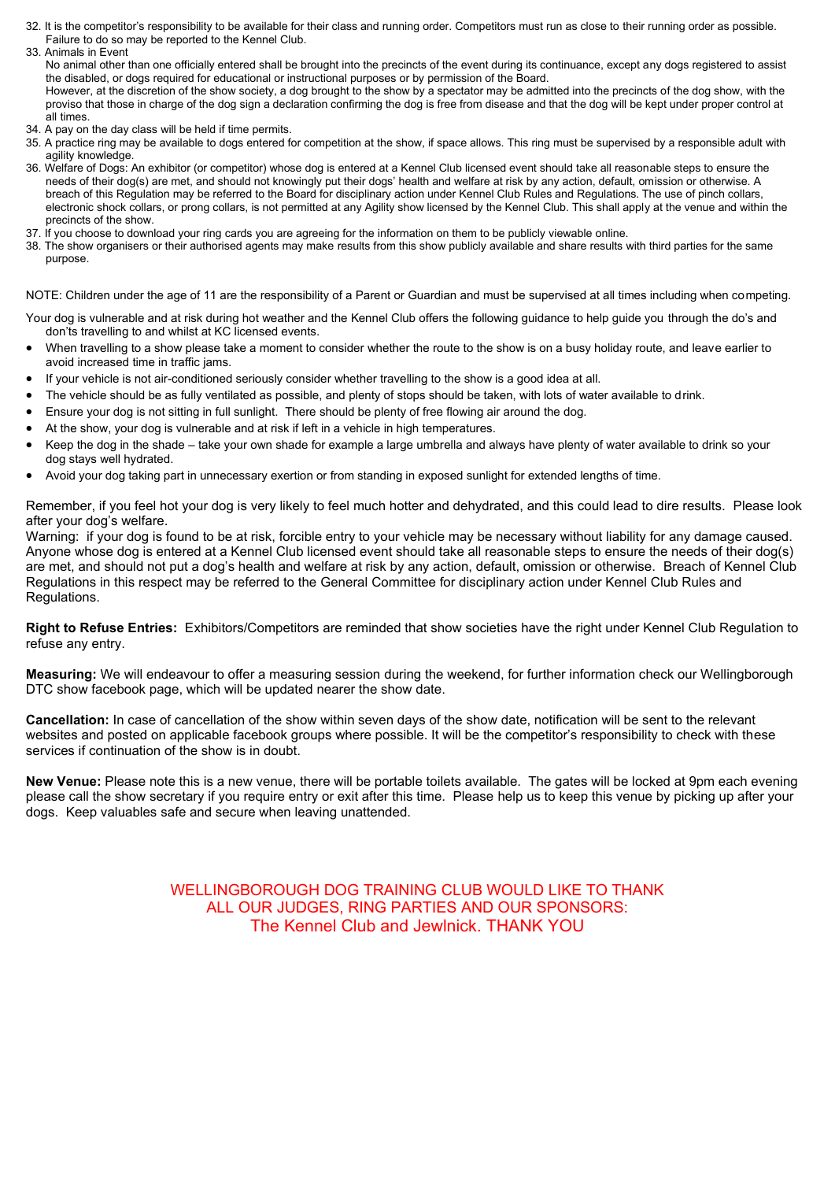32. It is the competitor's responsibility to be available for their class and running order. Competitors must run as close to their running order as possible. Failure to do so may be reported to the Kennel Club.
33. Animals in Event
    No animal other than one officially entered shall be brought into the precincts of the event during its continuance, except any dogs registered to assist the disabled, or dogs required for educational or instructional purposes or by permission of the Board.
    However, at the discretion of the show society, a dog brought to the show by a spectator may be admitted into the precincts of the dog show, with the proviso that those in charge of the dog sign a declaration confirming the dog is free from disease and that the dog will be kept under proper control at all times.
34. A pay on the day class will be held if time permits.
35. A practice ring may be available to dogs entered for competition at the show, if space allows. This ring must be supervised by a responsible adult with agility knowledge.
36. Welfare of Dogs: An exhibitor (or competitor) whose dog is entered at a Kennel Club licensed event should take all reasonable steps to ensure the needs of their dog(s) are met, and should not knowingly put their dogs' health and welfare at risk by any action, default, omission or otherwise. A breach of this Regulation may be referred to the Board for disciplinary action under Kennel Club Rules and Regulations. The use of pinch collars, electronic shock collars, or prong collars, is not permitted at any Agility show licensed by the Kennel Club. This shall apply at the venue and within the precincts of the show.
37. If you choose to download your ring cards you are agreeing for the information on them to be publicly viewable online.
38. The show organisers or their authorised agents may make results from this show publicly available and share results with third parties for the same purpose.

NOTE: Children under the age of 11 are the responsibility of a Parent or Guardian and must be supervised at all times including when competing.

Your dog is vulnerable and at risk during hot weather and the Kennel Club offers the following guidance to help guide you through the do's and don'ts travelling to and whilst at KC licensed events.

- When travelling to a show please take a moment to consider whether the route to the show is on a busy holiday route, and leave earlier to avoid increased time in traffic jams.
- If your vehicle is not air-conditioned seriously consider whether travelling to the show is a good idea at all.
- The vehicle should be as fully ventilated as possible, and plenty of stops should be taken, with lots of water available to drink.
- Ensure your dog is not sitting in full sunlight. There should be plenty of free flowing air around the dog.
- At the show, your dog is vulnerable and at risk if left in a vehicle in high temperatures.
- Keep the dog in the shade – take your own shade for example a large umbrella and always have plenty of water available to drink so your dog stays well hydrated.
- Avoid your dog taking part in unnecessary exertion or from standing in exposed sunlight for extended lengths of time.

Remember, if you feel hot your dog is very likely to feel much hotter and dehydrated, and this could lead to dire results. Please look after your dog's welfare.
Warning: if your dog is found to be at risk, forcible entry to your vehicle may be necessary without liability for any damage caused. Anyone whose dog is entered at a Kennel Club licensed event should take all reasonable steps to ensure the needs of their dog(s) are met, and should not put a dog's health and welfare at risk by any action, default, omission or otherwise. Breach of Kennel Club Regulations in this respect may be referred to the General Committee for disciplinary action under Kennel Club Rules and Regulations.

**Right to Refuse Entries:** Exhibitors/Competitors are reminded that show societies have the right under Kennel Club Regulation to refuse any entry.

**Measuring:** We will endeavour to offer a measuring session during the weekend, for further information check our Wellingborough DTC show facebook page, which will be updated nearer the show date.

**Cancellation:** In case of cancellation of the show within seven days of the show date, notification will be sent to the relevant websites and posted on applicable facebook groups where possible. It will be the competitor's responsibility to check with these services if continuation of the show is in doubt.

**New Venue:** Please note this is a new venue, there will be portable toilets available. The gates will be locked at 9pm each evening please call the show secretary if you require entry or exit after this time. Please help us to keep this venue by picking up after your dogs. Keep valuables safe and secure when leaving unattended.

WELLINGBOROUGH DOG TRAINING CLUB WOULD LIKE TO THANK
ALL OUR JUDGES, RING PARTIES AND OUR SPONSORS:
The Kennel Club and Jewlnick. THANK YOU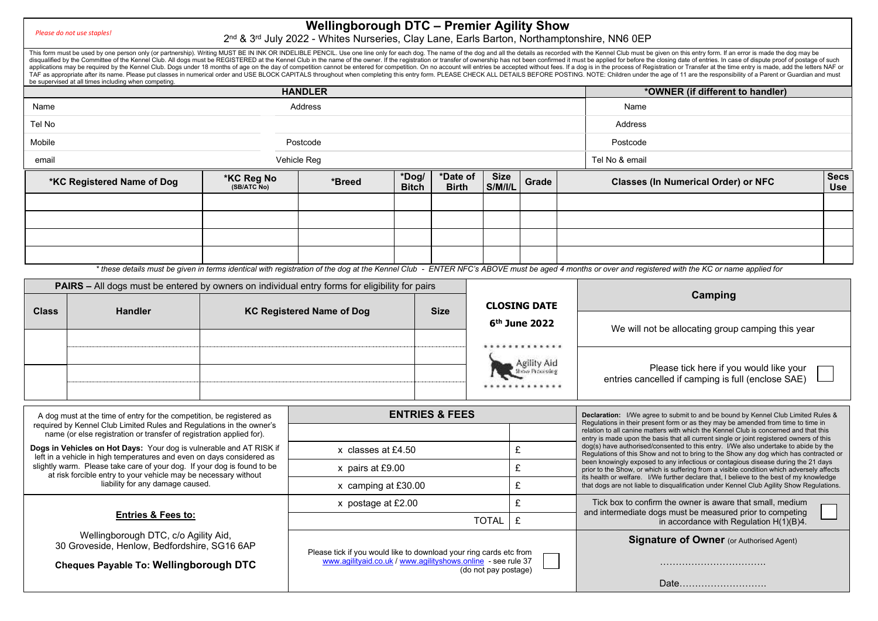*Please do not use staples!*

# Wellingborough DTC – Premier Agility Show

2nd & 3rd July 2022 - Whites Nurseries, Clay Lane, Earls Barton, Northamptonshire, NN6 0EP

This form must be used by one person only (or partnership). Writing MUST BE IN INK OR INDELIBLE PENCIL. Use one line only for each dog. The name of the dog and all the details as recorded with the Kennel Club must be given on this entry form. If an error is made the dog may be disqualified by the Committee of the Kennel Club. All dogs must be REGISTERED at the Kennel Club in the name of the owner. If the registration or transfer of ownership has not been confirmed it must be applied for before the closing date of entries. In case of dispute proof of postage of such applications may be required by the Kennel Club. Dogs under 18 months of age on the day of competition cannot be entered for competition. On no account will entries be accepted without fees. If a dog is in the process of Registration or Transfer at the time entry is made, add the letters NAF or TAF as appropriate after its name. Please put classes in numerical order and USE BLOCK CAPITALS throughout when completing this entry form. PLEASE CHECK ALL DETAILS BEFORE POSTING. NOTE: Children under the age of 11 are the responsibility of a Parent or Guardian and must be supervised at all times including when competing.

| HANDLER | | *OWNER (if different to handler) |
|---|---|---|
| Name | Address | Name |
| Tel No | | Address |
| Mobile | Postcode | Postcode |
| email | Vehicle Reg | Tel No & email |

| *KC Registered Name of Dog | *KC Reg No (SB/ATC No) | *Breed | *Dog/ Bitch | *Date of Birth | Size S/M/I/L | Grade | Classes (In Numerical Order) or NFC | Secs Use |
|---|---|---|---|---|---|---|---|---|
| | | | | | | | | |
| | | | | | | | | |
| | | | | | | | | |
| | | | | | | | | |

*\* these details must be given in terms identical with registration of the dog at the Kennel Club - ENTER NFC's ABOVE must be aged 4 months or over and registered with the KC or name applied for*

**PAIRS** – All dogs must be entered by owners on individual entry forms for eligibility for pairs

| Class | Handler | KC Registered Name of Dog | Size |
|---|---|---|---|
| | | | |
| | | | |
| | | | |
| | | | |

**CLOSING DATE**
**6th June 2022**

Agility Aid Show Processing

**Camping**

We will not be allocating group camping this year

Please tick here if you would like your entries cancelled if camping is full (enclose SAE) ☐

A dog must at the time of entry for the competition, be registered as required by Kennel Club Limited Rules and Regulations in the owner's name (or else registration or transfer of registration applied for).

**Dogs in Vehicles on Hot Days:** Your dog is vulnerable and AT RISK if left in a vehicle in high temperatures and even on days considered as slightly warm. Please take care of your dog. If your dog is found to be at risk forcible entry to your vehicle may be necessary without liability for any damage caused.

**Entries & Fees to:**

Wellingborough DTC, c/o Agility Aid,
30 Groveside, Henlow, Bedfordshire, SG16 6AP

**Cheques Payable To: Wellingborough DTC**

| ENTRIES & FEES | |
|---|---|
| x classes at £4.50 | £ |
| x pairs at £9.00 | £ |
| x camping at £30.00 | £ |
| x postage at £2.00 | £ |
| TOTAL | £ |

Please tick if you would like to download your ring cards etc from www.agilityaid.co.uk / www.agilityshows.online - see rule 37 (do not pay postage) ☐

**Declaration:** I/We agree to submit to and be bound by Kennel Club Limited Rules & Regulations in their present form or as they may be amended from time to time in relation to all canine matters with which the Kennel Club is concerned and that this entry is made upon the basis that all current single or joint registered owners of this dog(s) have authorised/consented to this entry. I/We also undertake to abide by the Regulations of this Show and not to bring to the Show any dog which has contracted or been knowingly exposed to any infectious or contagious disease during the 21 days prior to the Show, or which is suffering from a visible condition which adversely affects its health or welfare. I/We further declare that, I believe to the best of my knowledge that dogs are not liable to disqualification under Kennel Club Agility Show Regulations.

Tick box to confirm the owner is aware that small, medium and intermediate dogs must be measured prior to competing in accordance with Regulation H(1)(B)4. ☐

**Signature of Owner** (or Authorised Agent)

……………………………

Date……………………….